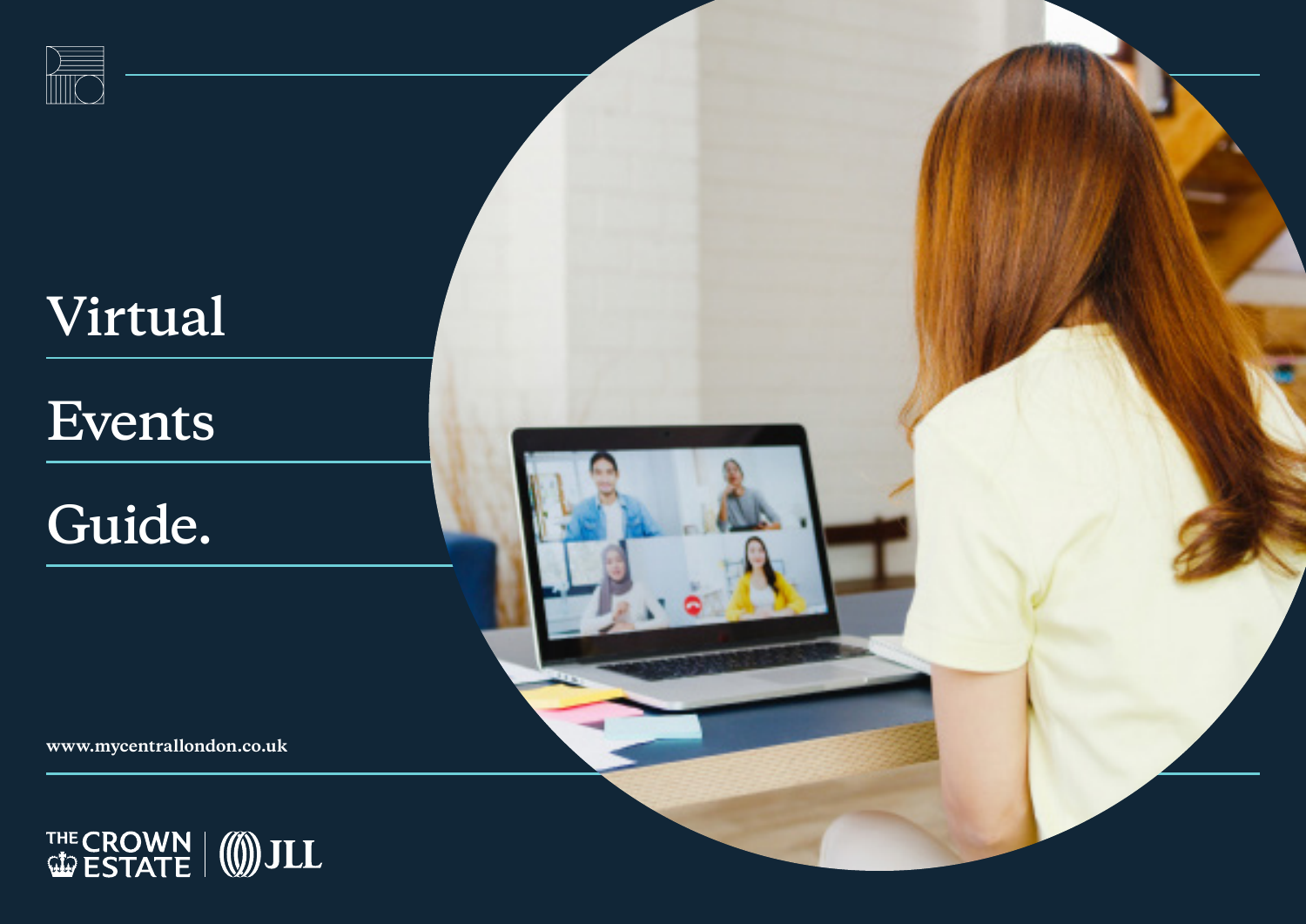# Virtual Events Guide.

www.mycentrallondon.co.uk

THE CROWN ESTATE | JLL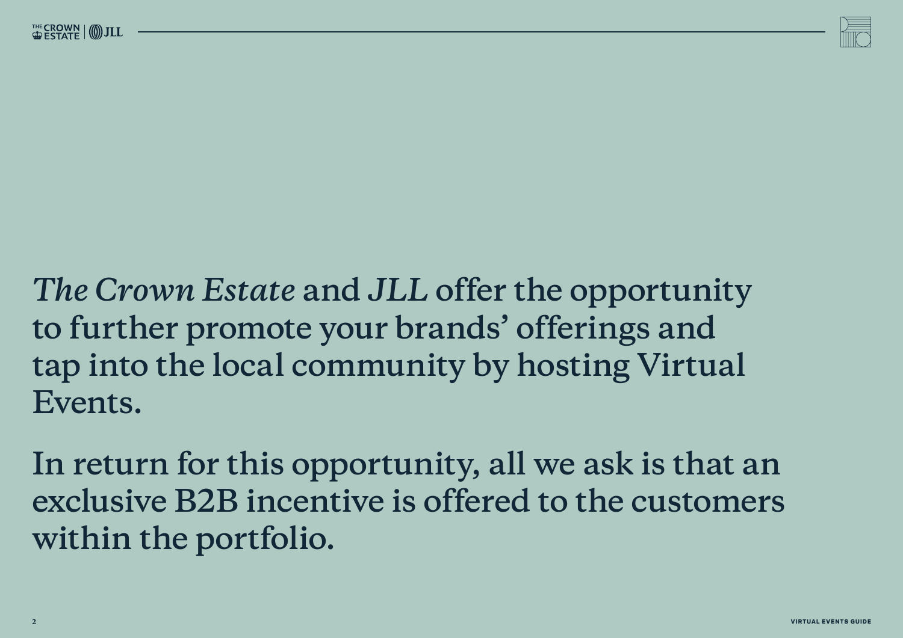*The Crown Estate* and *JLL* offer the opportunity to further promote your brands' offerings and tap into the local community by hosting Virtual Events.

In return for this opportunity, all we ask is that an exclusive B2B incentive is offered to the customers within the portfolio.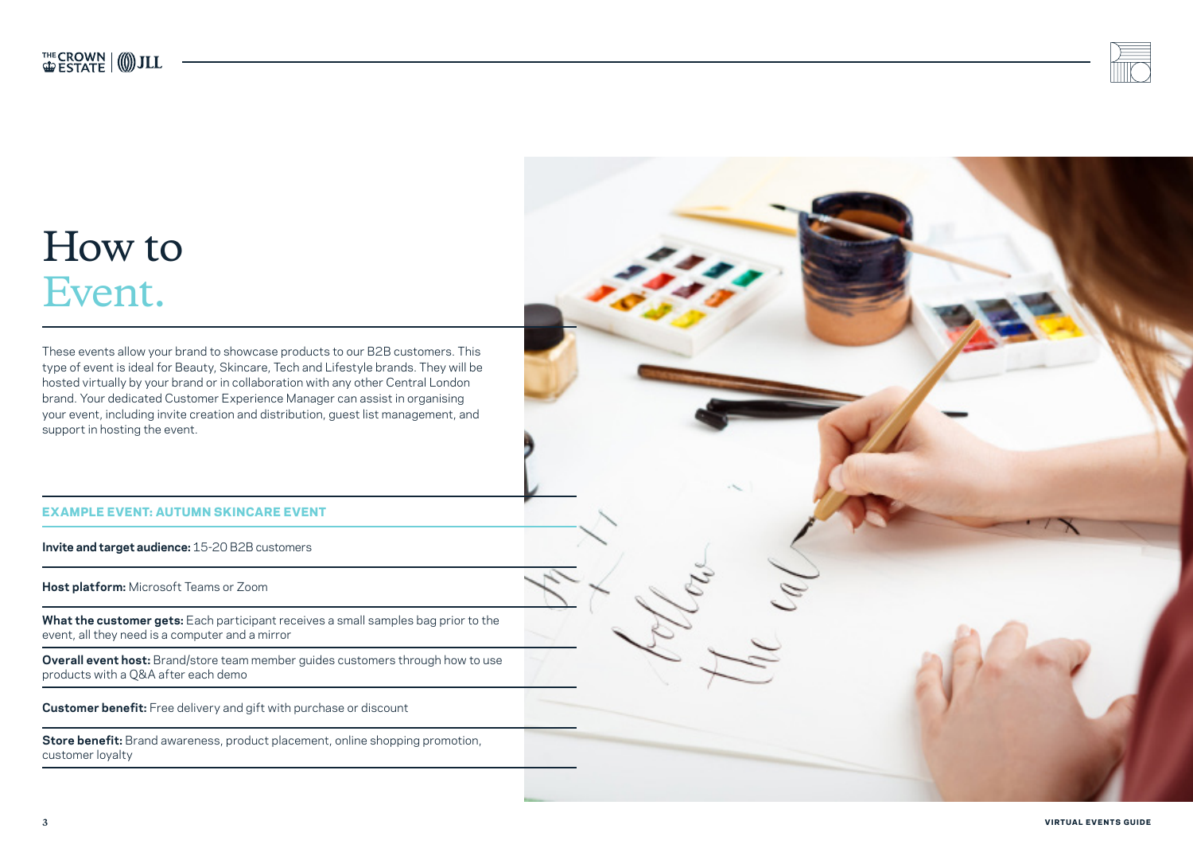# How to Event.

These events allow your brand to showcase products to our B2B customers. This type of event is ideal for Beauty, Skincare, Tech and Lifestyle brands. They will be hosted virtually by your brand or in collaboration with any other Central London brand. Your dedicated Customer Experience Manager can assist in organising your event, including invite creation and distribution, guest list management, and support in hosting the event.

## EXAMPLE EVENT: AUTUMN SKINCARE EVENT

**Invite and target audience:** 15-20 B2B customers

**Host platform:** Microsoft Teams or Zoom

**What the customer gets:** Each participant receives a small samples bag prior to the event, all they need is a computer and a mirror

**Overall event host:** Brand/store team member guides customers through how to use products with a Q&A after each demo

**Customer benefit:** Free delivery and gift with purchase or discount

**Store benefit:** Brand awareness, product placement, online shopping promotion, customer loyalty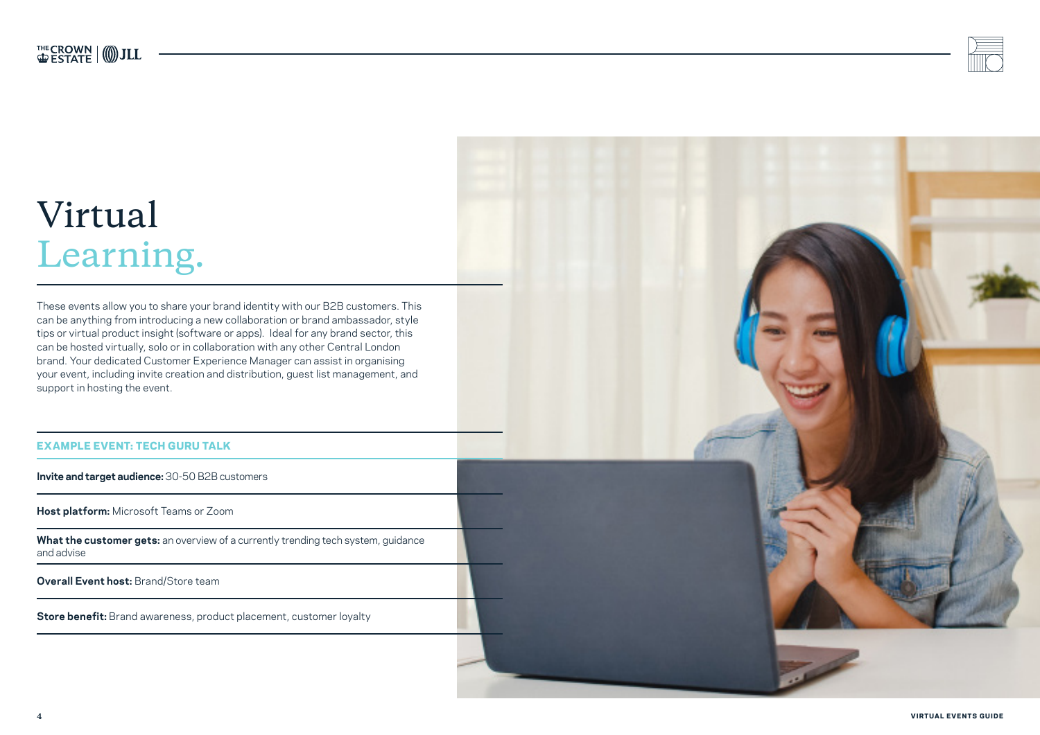# Virtual Learning.

These events allow you to share your brand identity with our B2B customers. This can be anything from introducing a new collaboration or brand ambassador, style tips or virtual product insight (software or apps). Ideal for any brand sector, this can be hosted virtually, solo or in collaboration with any other Central London brand. Your dedicated Customer Experience Manager can assist in organising your event, including invite creation and distribution, guest list management, and support in hosting the event.

## EXAMPLE EVENT: TECH GURU TALK

**Invite and target audience:** 30-50 B2B customers

**Host platform:** Microsoft Teams or Zoom

**What the customer gets:** an overview of a currently trending tech system, guidance and advise

**Overall Event host:** Brand/Store team

**Store benefit:** Brand awareness, product placement, customer loyalty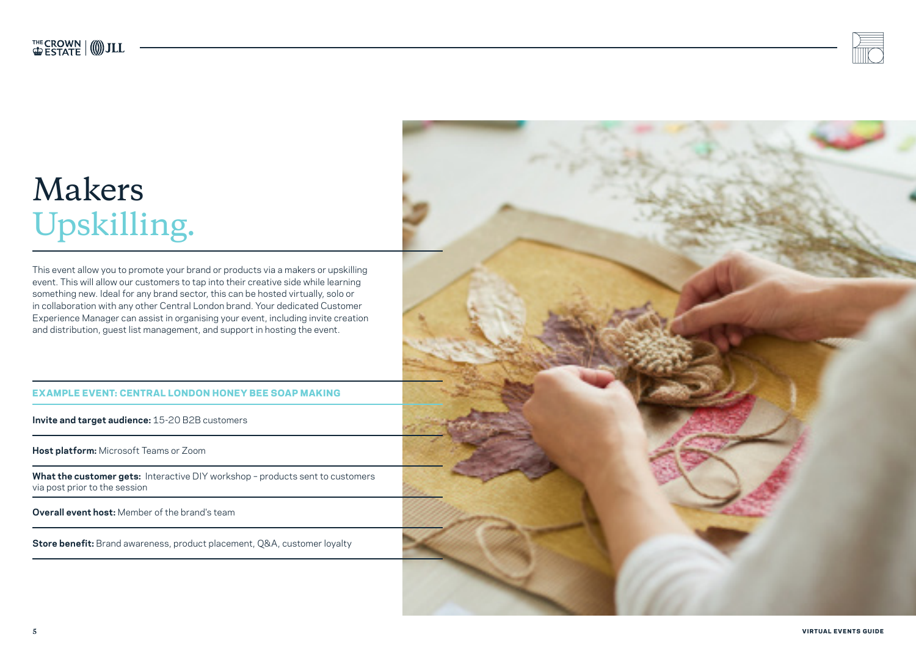# Makers Upskilling.

This event allow you to promote your brand or products via a makers or upskilling event. This will allow our customers to tap into their creative side while learning something new. Ideal for any brand sector, this can be hosted virtually, solo or in collaboration with any other Central London brand. Your dedicated Customer Experience Manager can assist in organising your event, including invite creation and distribution, guest list management, and support in hosting the event.

## EXAMPLE EVENT: CENTRAL LONDON HONEY BEE SOAP MAKING

**Invite and target audience:** 15-20 B2B customers

**Host platform:** Microsoft Teams or Zoom

**What the customer gets:** Interactive DIY workshop – products sent to customers via post prior to the session

**Overall event host:** Member of the brand's team

**Store benefit:** Brand awareness, product placement, Q&A, customer loyalty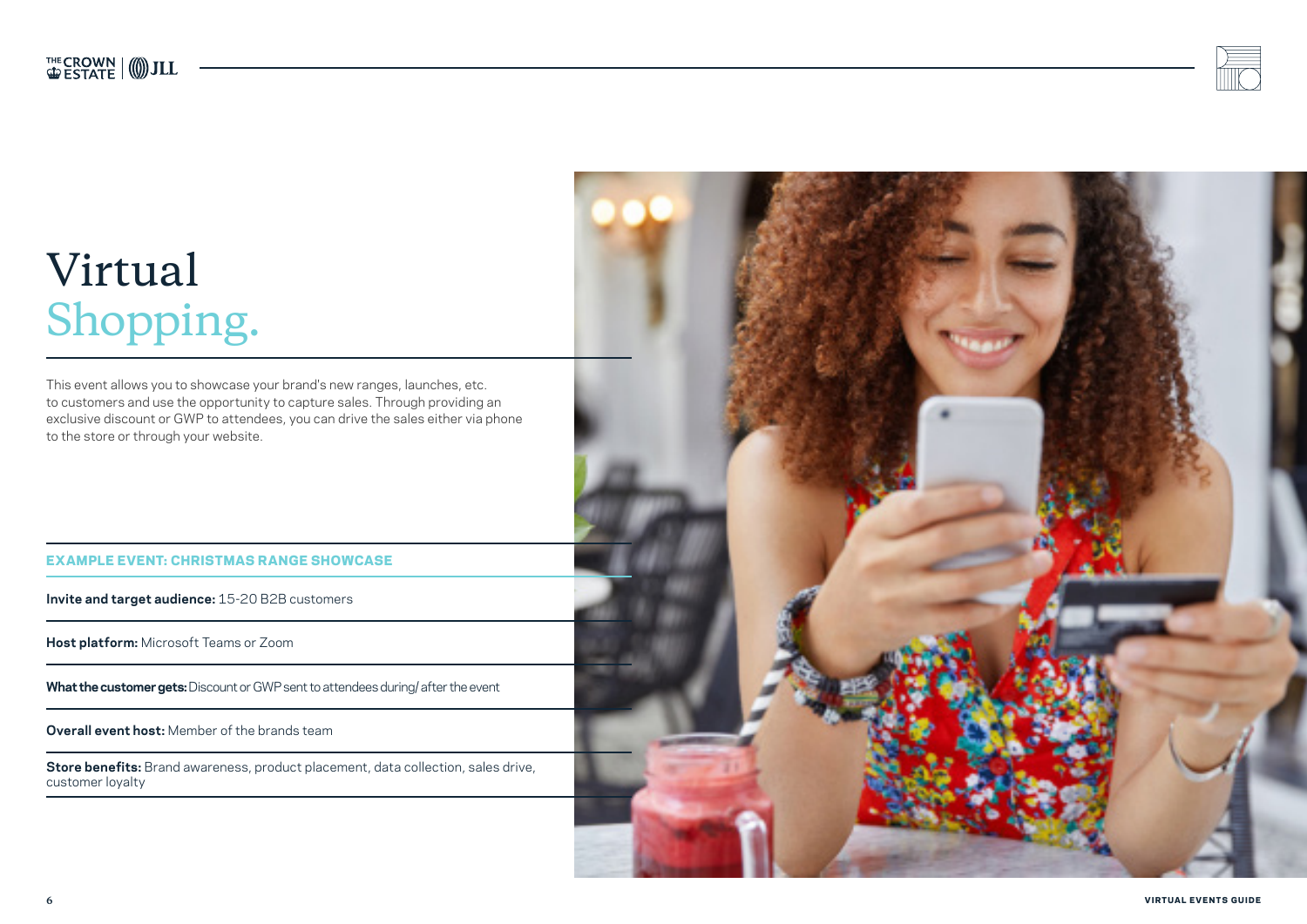# Virtual Shopping.

This event allows you to showcase your brand's new ranges, launches, etc. to customers and use the opportunity to capture sales. Through providing an exclusive discount or GWP to attendees, you can drive the sales either via phone to the store or through your website.

## EXAMPLE EVENT: CHRISTMAS RANGE SHOWCASE

**Invite and target audience:** 15-20 B2B customers

**Host platform:** Microsoft Teams or Zoom

**What the customer gets:** Discount or GWP sent to attendees during/ after the event

**Overall event host:** Member of the brands team

**Store benefits:** Brand awareness, product placement, data collection, sales drive, customer loyalty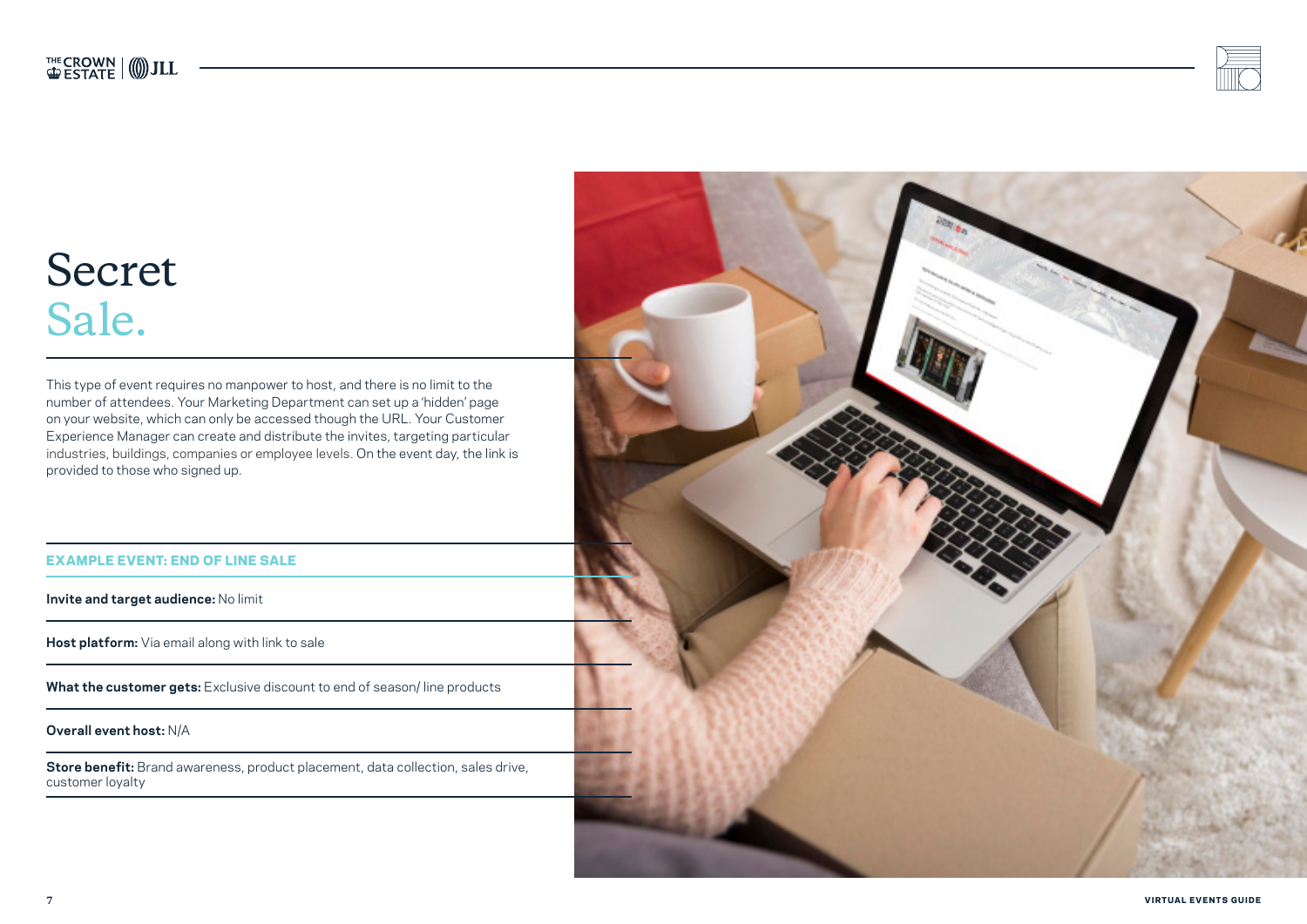# Secret Sale.

This type of event requires no manpower to host, and there is no limit to the number of attendees. Your Marketing Department can set up a 'hidden' page on your website, which can only be accessed though the URL. Your Customer Experience Manager can create and distribute the invites, targeting particular industries, buildings, companies or employee levels. On the event day, the link is provided to those who signed up.

### EXAMPLE EVENT: END OF LINE SALE

**Invite and target audience:** No limit

**Host platform:** Via email along with link to sale

**What the customer gets:** Exclusive discount to end of season/ line products

**Overall event host:** N/A

**Store benefit:** Brand awareness, product placement, data collection, sales drive, customer loyalty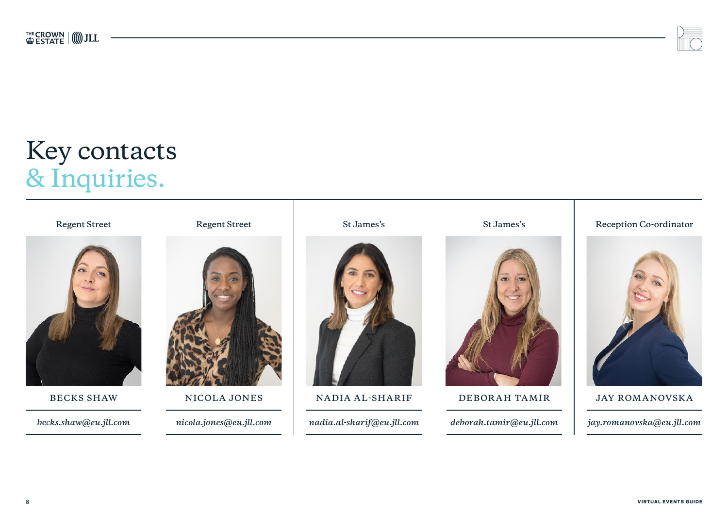# Key contacts & Inquiries.

| Regent Street | Regent Street | St James's | St James's | Reception Co-ordinator |
|---|---|---|---|---|
| BECKS SHAW | NICOLA JONES | NADIA AL-SHARIF | DEBORAH TAMIR | JAY ROMANOVSKA |
| *becks.shaw@eu.jll.com* | *nicola.jones@eu.jll.com* | *nadia.al-sharif@eu.jll.com* | *deborah.tamir@eu.jll.com* | *jay.romanovska@eu.jll.com* |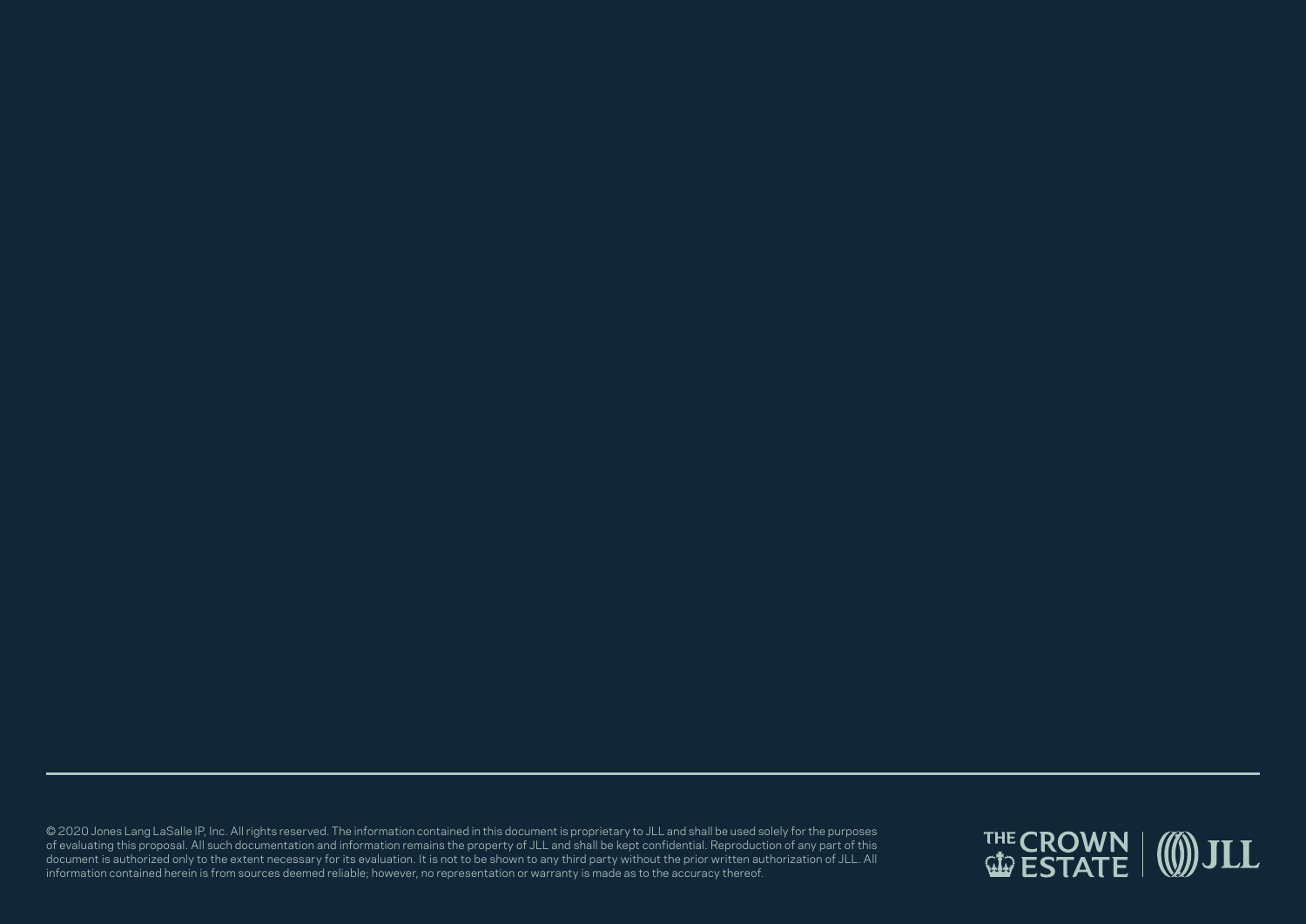© 2020 Jones Lang LaSalle IP, Inc. All rights reserved. The information contained in this document is proprietary to JLL and shall be used solely for the purposes of evaluating this proposal. All such documentation and information remains the property of JLL and shall be kept confidential. Reproduction of any part of this document is authorized only to the extent necessary for its evaluation. It is not to be shown to any third party without the prior written authorization of JLL. All information contained herein is from sources deemed reliable; however, no representation or warranty is made as to the accuracy thereof.

THE CROWN ESTATE | JLL